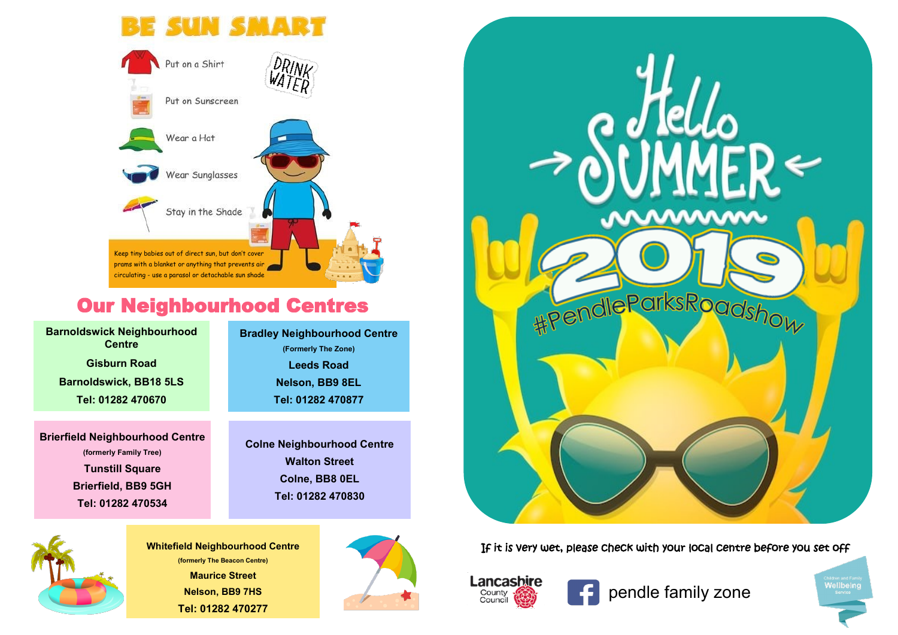# BE SUN SMART

- Put on a Shirt
- Put on Sunscreen
- Wear a Hat
- Wear Sunglasses
- Stay in the Shade

DRINK WATER

Keep tiny babies out of direct sun, but don't cover prams with a blanket or anything that prevents air circulating - use a parasol or detachable sun shade

## Our Neighbourhood Centres

**Barnoldswick Neighbourhood Centre**
Gisburn Road
Barnoldswick, BB18 5LS
Tel: 01282 470670

**Bradley Neighbourhood Centre**
(Formerly The Zone)
Leeds Road
Nelson, BB9 8EL
Tel: 01282 470877

**Brierfield Neighbourhood Centre**
(formerly Family Tree)
Tunstill Square
Brierfield, BB9 5GH
Tel: 01282 470534

**Colne Neighbourhood Centre**
Walton Street
Colne, BB8 0EL
Tel: 01282 470830

**Whitefield Neighbourhood Centre**
(formerly The Beacon Centre)
Maurice Street
Nelson, BB9 7HS
Tel: 01282 470277

# Hello SUMMER 2019

#PendleParksRoadshow

If it is very wet, please check with your local centre before you set off

Lancashire County Council

pendle family zone

Children and Family Wellbeing Service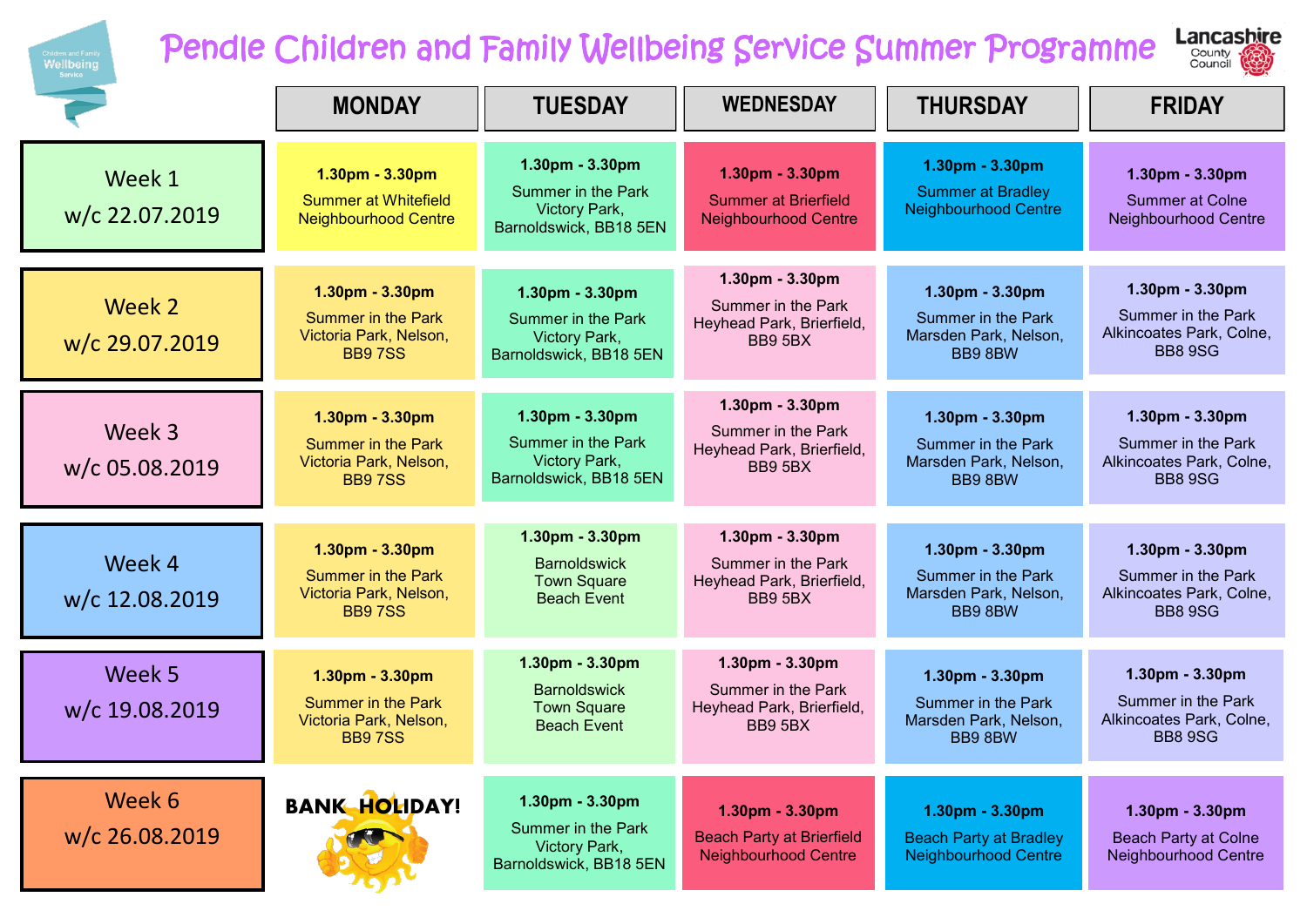# Pendle Children and Family Wellbeing Service Summer Programme

| | MONDAY | TUESDAY | WEDNESDAY | THURSDAY | FRIDAY |
|---|---|---|---|---|---|
| Week 1 w/c 22.07.2019 | **1.30pm - 3.30pm** Summer at Whitefield Neighbourhood Centre | **1.30pm - 3.30pm** Summer in the Park Victory Park, Barnoldswick, BB18 5EN | **1.30pm - 3.30pm** Summer at Brierfield Neighbourhood Centre | **1.30pm - 3.30pm** Summer at Bradley Neighbourhood Centre | **1.30pm - 3.30pm** Summer at Colne Neighbourhood Centre |
| Week 2 w/c 29.07.2019 | **1.30pm - 3.30pm** Summer in the Park Victoria Park, Nelson, BB9 7SS | **1.30pm - 3.30pm** Summer in the Park Victory Park, Barnoldswick, BB18 5EN | **1.30pm - 3.30pm** Summer in the Park Heyhead Park, Brierfield, BB9 5BX | **1.30pm - 3.30pm** Summer in the Park Marsden Park, Nelson, BB9 8BW | **1.30pm - 3.30pm** Summer in the Park Alkincoates Park, Colne, BB8 9SG |
| Week 3 w/c 05.08.2019 | **1.30pm - 3.30pm** Summer in the Park Victoria Park, Nelson, BB9 7SS | **1.30pm - 3.30pm** Summer in the Park Victory Park, Barnoldswick, BB18 5EN | **1.30pm - 3.30pm** Summer in the Park Heyhead Park, Brierfield, BB9 5BX | **1.30pm - 3.30pm** Summer in the Park Marsden Park, Nelson, BB9 8BW | **1.30pm - 3.30pm** Summer in the Park Alkincoates Park, Colne, BB8 9SG |
| Week 4 w/c 12.08.2019 | **1.30pm - 3.30pm** Summer in the Park Victoria Park, Nelson, BB9 7SS | **1.30pm - 3.30pm** Barnoldswick Town Square Beach Event | **1.30pm - 3.30pm** Summer in the Park Heyhead Park, Brierfield, BB9 5BX | **1.30pm - 3.30pm** Summer in the Park Marsden Park, Nelson, BB9 8BW | **1.30pm - 3.30pm** Summer in the Park Alkincoates Park, Colne, BB8 9SG |
| Week 5 w/c 19.08.2019 | **1.30pm - 3.30pm** Summer in the Park Victoria Park, Nelson, BB9 7SS | **1.30pm - 3.30pm** Barnoldswick Town Square Beach Event | **1.30pm - 3.30pm** Summer in the Park Heyhead Park, Brierfield, BB9 5BX | **1.30pm - 3.30pm** Summer in the Park Marsden Park, Nelson, BB9 8BW | **1.30pm - 3.30pm** Summer in the Park Alkincoates Park, Colne, BB8 9SG |
| Week 6 w/c 26.08.2019 | **BANK HOLIDAY!** | **1.30pm - 3.30pm** Summer in the Park Victory Park, Barnoldswick, BB18 5EN | **1.30pm - 3.30pm** Beach Party at Brierfield Neighbourhood Centre | **1.30pm - 3.30pm** Beach Party at Bradley Neighbourhood Centre | **1.30pm - 3.30pm** Beach Party at Colne Neighbourhood Centre |